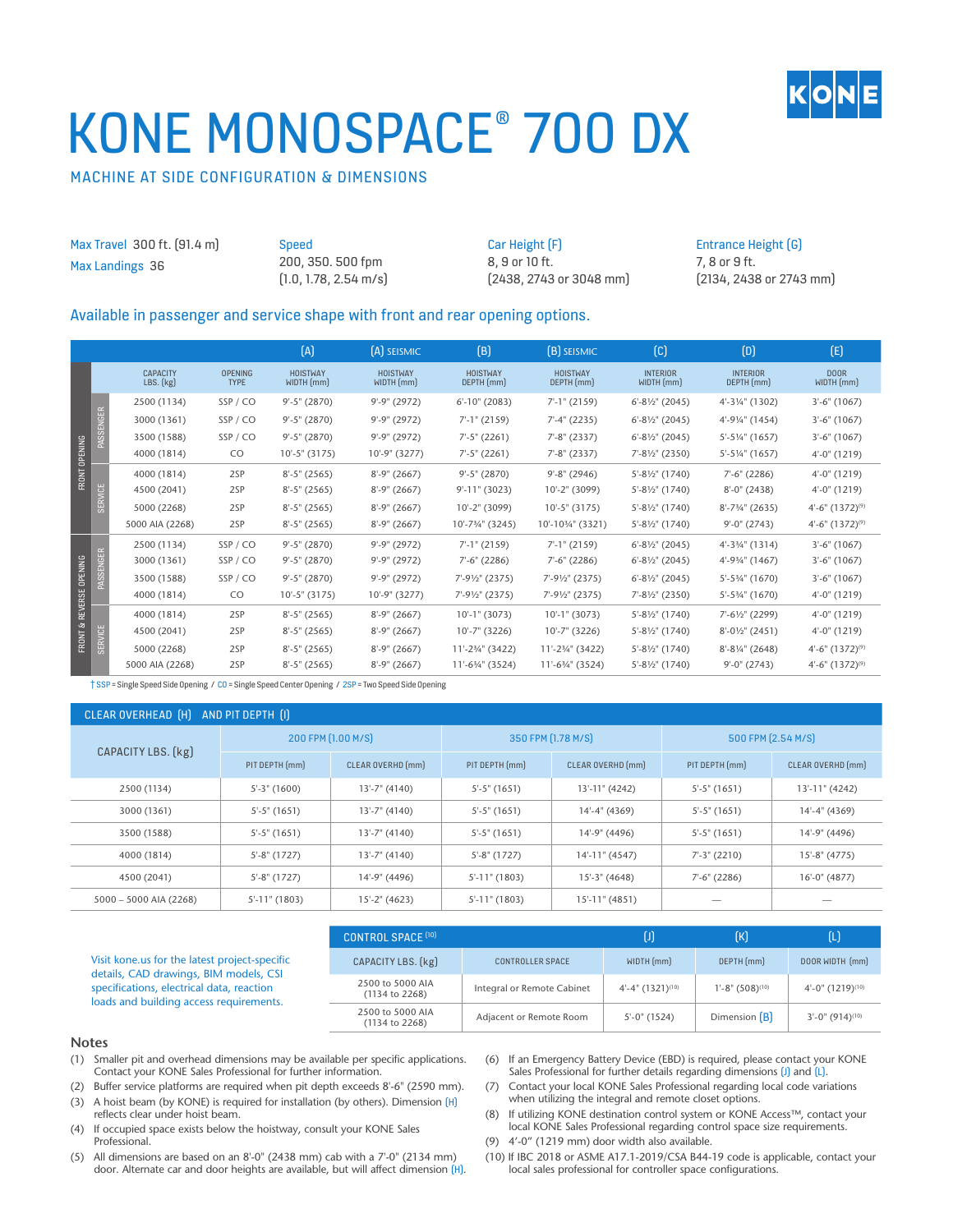KONE

# KONE MONOSPACE® 700 DX

## MACHINE AT SIDE CONFIGURATION & DIMENSIONS

Max Travel 300 ft. (91.4 m)
Max Landings 36

Speed
200, 350. 500 fpm
(1.0, 1.78, 2.54 m/s)

Car Height (F)
8, 9 or 10 ft.
(2438, 2743 or 3048 mm)

Entrance Height (G)
7, 8 or 9 ft.
(2134, 2438 or 2743 mm)

Available in passenger and service shape with front and rear opening options.

| | | CAPACITY LBS. (kg) | OPENING TYPE | (A) HOISTWAY WIDTH (mm) | (A) SEISMIC HOISTWAY WIDTH (mm) | (B) HOISTWAY DEPTH (mm) | (B) SEISMIC HOISTWAY DEPTH (mm) | (C) INTERIOR WIDTH (mm) | (D) INTERIOR DEPTH (mm) | (E) DOOR WIDTH (mm) |
|---|---|---|---|---|---|---|---|---|---|---|
| FRONT OPENING | PASSENGER | 2500 (1134) | SSP / CO | 9'-5" (2870) | 9'-9" (2972) | 6'-10" (2083) | 7'-1" (2159) | 6'-8½" (2045) | 4'-3¼" (1302) | 3'-6" (1067) |
| | | 3000 (1361) | SSP / CO | 9'-5" (2870) | 9'-9" (2972) | 7'-1" (2159) | 7'-4" (2235) | 6'-8½" (2045) | 4'-9¼" (1454) | 3'-6" (1067) |
| | | 3500 (1588) | SSP / CO | 9'-5" (2870) | 9'-9" (2972) | 7'-5" (2261) | 7'-8" (2337) | 6'-8½" (2045) | 5'-5¼" (1657) | 3'-6" (1067) |
| | | 4000 (1814) | CO | 10'-5" (3175) | 10'-9" (3277) | 7'-5" (2261) | 7'-8" (2337) | 7'-8½" (2350) | 5'-5¼" (1657) | 4'-0" (1219) |
| | SERVICE | 4000 (1814) | 2SP | 8'-5" (2565) | 8'-9" (2667) | 9'-5" (2870) | 9'-8" (2946) | 5'-8½" (1740) | 7'-6" (2286) | 4'-0" (1219) |
| | | 4500 (2041) | 2SP | 8'-5" (2565) | 8'-9" (2667) | 9'-11" (3023) | 10'-2" (3099) | 5'-8½" (1740) | 8'-0" (2438) | 4'-0" (1219) |
| | | 5000 (2268) | 2SP | 8'-5" (2565) | 8'-9" (2667) | 10'-2" (3099) | 10'-5" (3175) | 5'-8½" (1740) | 8'-7¾" (2635) | 4'-6" (1372)(9) |
| | | 5000 AIA (2268) | 2SP | 8'-5" (2565) | 8'-9" (2667) | 10'-7¾" (3245) | 10'-10¾" (3321) | 5'-8½" (1740) | 9'-0" (2743) | 4'-6" (1372)(9) |
| FRONT & REVERSE OPENING | PASSENGER | 2500 (1134) | SSP / CO | 9'-5" (2870) | 9'-9" (2972) | 7'-1" (2159) | 7'-1" (2159) | 6'-8½" (2045) | 4'-3¾" (1314) | 3'-6" (1067) |
| | | 3000 (1361) | SSP / CO | 9'-5" (2870) | 9'-9" (2972) | 7'-6" (2286) | 7'-6" (2286) | 6'-8½" (2045) | 4'-9¾" (1467) | 3'-6" (1067) |
| | | 3500 (1588) | SSP / CO | 9'-5" (2870) | 9'-9" (2972) | 7'-9½" (2375) | 7'-9½" (2375) | 6'-8½" (2045) | 5'-5¾" (1670) | 3'-6" (1067) |
| | | 4000 (1814) | CO | 10'-5" (3175) | 10'-9" (3277) | 7'-9½" (2375) | 7'-9½" (2375) | 7'-8½" (2350) | 5'-5¾" (1670) | 4'-0" (1219) |
| | SERVICE | 4000 (1814) | 2SP | 8'-5" (2565) | 8'-9" (2667) | 10'-1" (3073) | 10'-1" (3073) | 5'-8½" (1740) | 7'-6½" (2299) | 4'-0" (1219) |
| | | 4500 (2041) | 2SP | 8'-5" (2565) | 8'-9" (2667) | 10'-7" (3226) | 10'-7" (3226) | 5'-8½" (1740) | 8'-0½" (2451) | 4'-0" (1219) |
| | | 5000 (2268) | 2SP | 8'-5" (2565) | 8'-9" (2667) | 11'-2¾" (3422) | 11'-2¾" (3422) | 5'-8½" (1740) | 8'-8¼" (2648) | 4'-6" (1372)(9) |
| | | 5000 AIA (2268) | 2SP | 8'-5" (2565) | 8'-9" (2667) | 11'-6¾" (3524) | 11'-6¾" (3524) | 5'-8½" (1740) | 9'-0" (2743) | 4'-6" (1372)(9) |

† SSP = Single Speed Side Opening / CO = Single Speed Center Opening / 2SP = Two Speed Side Opening

## CLEAR OVERHEAD (H) AND PIT DEPTH (I)

| CAPACITY LBS. (kg) | 200 FPM (1.00 M/S) | | 350 FPM (1.78 M/S) | | 500 FPM (2.54 M/S) | |
|---|---|---|---|---|---|---|
| | PIT DEPTH (mm) | CLEAR OVERHD (mm) | PIT DEPTH (mm) | CLEAR OVERHD (mm) | PIT DEPTH (mm) | CLEAR OVERHD (mm) |
| 2500 (1134) | 5'-3" (1600) | 13'-7" (4140) | 5'-5" (1651) | 13'-11" (4242) | 5'-5" (1651) | 13'-11" (4242) |
| 3000 (1361) | 5'-5" (1651) | 13'-7" (4140) | 5'-5" (1651) | 14'-4" (4369) | 5'-5" (1651) | 14'-4" (4369) |
| 3500 (1588) | 5'-5" (1651) | 13'-7" (4140) | 5'-5" (1651) | 14'-9" (4496) | 5'-5" (1651) | 14'-9" (4496) |
| 4000 (1814) | 5'-8" (1727) | 13'-7" (4140) | 5'-8" (1727) | 14'-11" (4547) | 7'-3" (2210) | 15'-8" (4775) |
| 4500 (2041) | 5'-8" (1727) | 14'-9" (4496) | 5'-11" (1803) | 15'-3" (4648) | 7'-6" (2286) | 16'-0" (4877) |
| 5000 – 5000 AIA (2268) | 5'-11" (1803) | 15'-2" (4623) | 5'-11" (1803) | 15'-11" (4851) | — | — |

Visit kone.us for the latest project-specific details, CAD drawings, BIM models, CSI specifications, electrical data, reaction loads and building access requirements.

| CONTROL SPACE (10) | | (J) | (K) | (L) |
|---|---|---|---|---|
| CAPACITY LBS. (kg) | CONTROLLER SPACE | WIDTH (mm) | DEPTH (mm) | DOOR WIDTH (mm) |
| 2500 to 5000 AIA (1134 to 2268) | Integral or Remote Cabinet | 4'-4" (1321)(10) | 1'-8" (508)(10) | 4'-0" (1219)(10) |
| 2500 to 5000 AIA (1134 to 2268) | Adjacent or Remote Room | 5'-0" (1524) | Dimension (B) | 3'-0" (914)(10) |

## Notes

(1) Smaller pit and overhead dimensions may be available per specific applications. Contact your KONE Sales Professional for further information.
(2) Buffer service platforms are required when pit depth exceeds 8'-6" (2590 mm).
(3) A hoist beam (by KONE) is required for installation (by others). Dimension (H) reflects clear under hoist beam.
(4) If occupied space exists below the hoistway, consult your KONE Sales Professional.
(5) All dimensions are based on an 8'-0" (2438 mm) cab with a 7'-0" (2134 mm) door. Alternate car and door heights are available, but will affect dimension (H).
(6) If an Emergency Battery Device (EBD) is required, please contact your KONE Sales Professional for further details regarding dimensions (J) and (L).
(7) Contact your local KONE Sales Professional regarding local code variations when utilizing the integral and remote closet options.
(8) If utilizing KONE destination control system or KONE Access™, contact your local KONE Sales Professional regarding control space size requirements.
(9) 4'-0" (1219 mm) door width also available.
(10) If IBC 2018 or ASME A17.1-2019/CSA B44-19 code is applicable, contact your local sales professional for controller space configurations.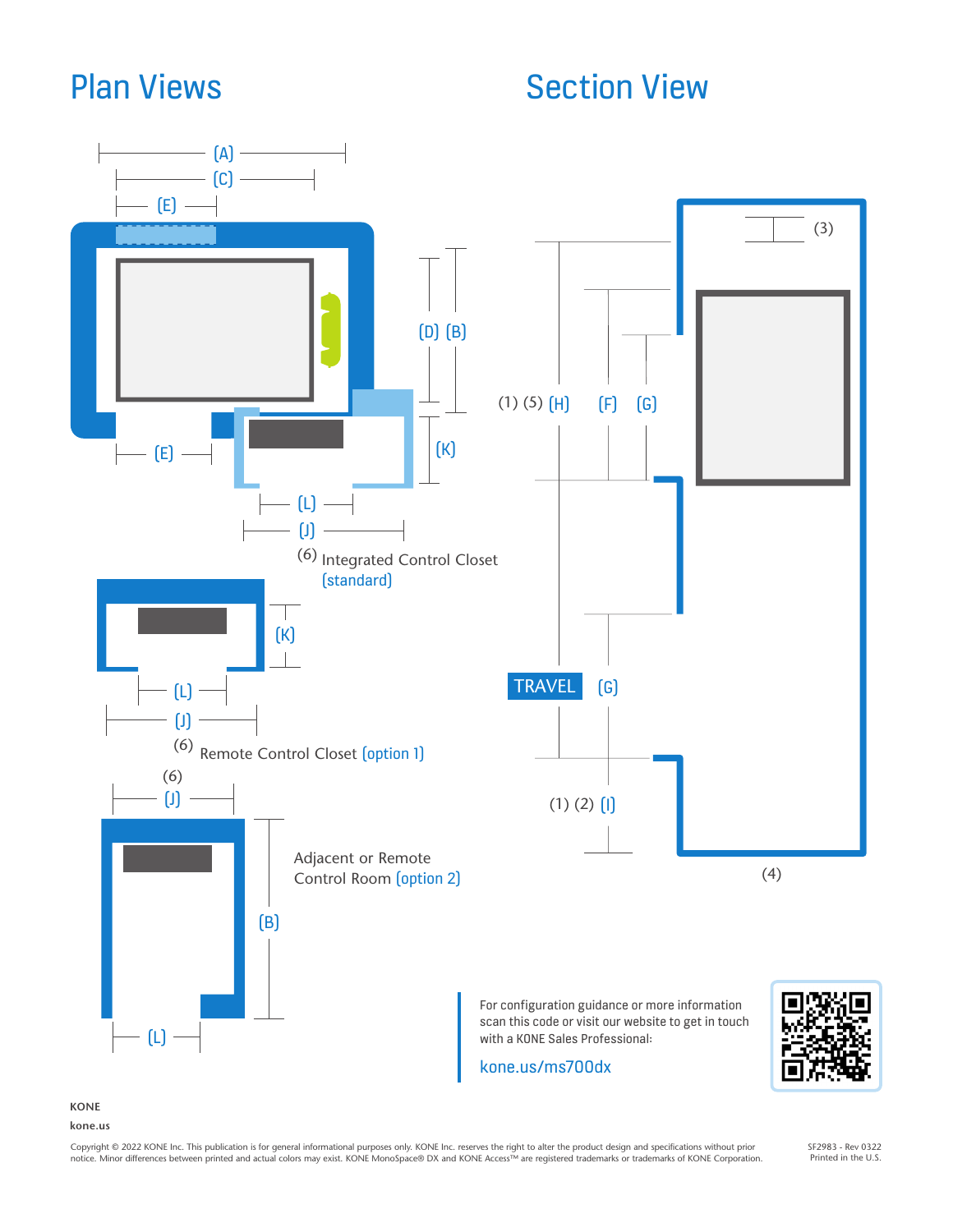## Plan Views

(A)

(C)

(E)

(D) (B)

(E)

(K)

(L)

(J)

(6) Integrated Control Closet (standard)

(K)

(L)

(J)

(6) Remote Control Closet (option 1)

(6)
(J)

Adjacent or Remote Control Room (option 2)

(B)

(L)

## Section View

(3)

(1) (5) (H) (F) (G)

TRAVEL (G)

(1) (2) (I)

(4)

For configuration guidance or more information scan this code or visit our website to get in touch with a KONE Sales Professional:

kone.us/ms700dx

KONE

kone.us

Copyright © 2022 KONE Inc. This publication is for general informational purposes only. KONE Inc. reserves the right to alter the product design and specifications without prior notice. Minor differences between printed and actual colors may exist. KONE MonoSpace® DX and KONE Access™ are registered trademarks or trademarks of KONE Corporation.

SF2983 - Rev 0322
Printed in the U.S.